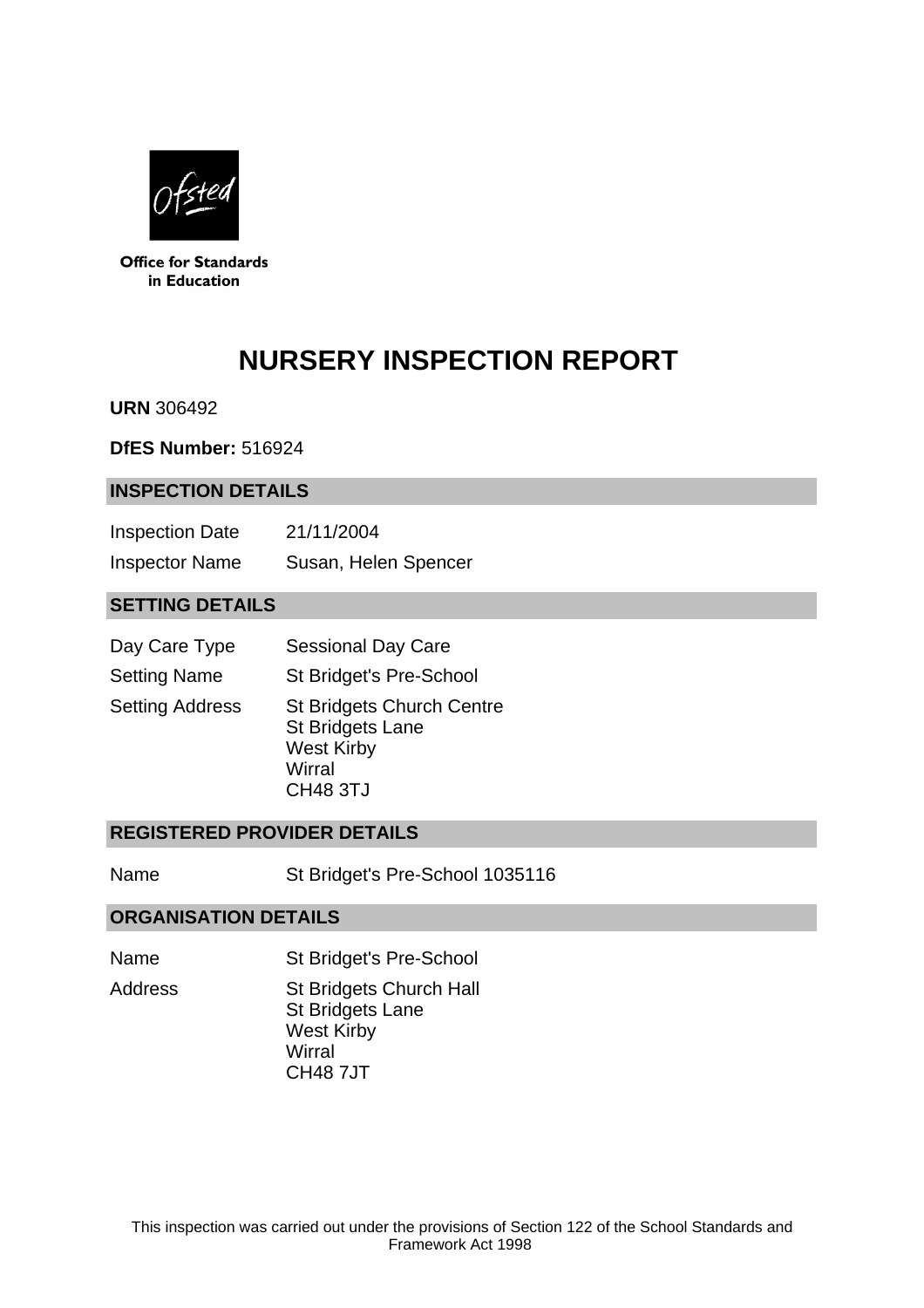Office for Standards in Education

# NURSERY INSPECTION REPORT

**URN** 306492

**DfES Number:** 516924

## INSPECTION DETAILS

| | |
|---|---|
| Inspection Date | 21/11/2004 |
| Inspector Name | Susan, Helen Spencer |

## SETTING DETAILS

| | |
|---|---|
| Day Care Type | Sessional Day Care |
| Setting Name | St Bridget's Pre-School |
| Setting Address | St Bridgets Church Centre<br>St Bridgets Lane<br>West Kirby<br>Wirral<br>CH48 3TJ |

## REGISTERED PROVIDER DETAILS

| | |
|---|---|
| Name | St Bridget's Pre-School 1035116 |

## ORGANISATION DETAILS

| | |
|---|---|
| Name | St Bridget's Pre-School |
| Address | St Bridgets Church Hall<br>St Bridgets Lane<br>West Kirby<br>Wirral<br>CH48 7JT |

This inspection was carried out under the provisions of Section 122 of the School Standards and Framework Act 1998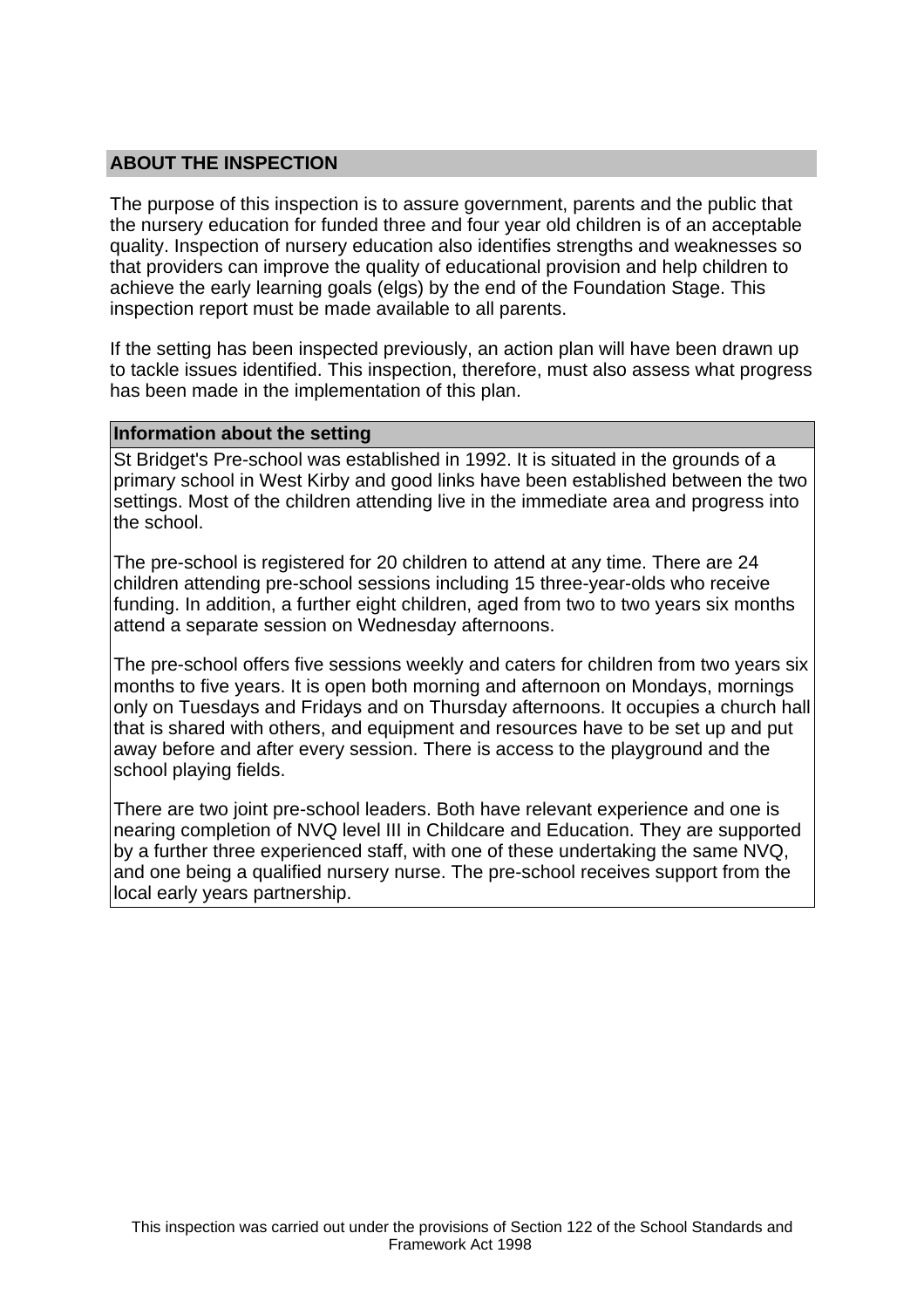## ABOUT THE INSPECTION

The purpose of this inspection is to assure government, parents and the public that the nursery education for funded three and four year old children is of an acceptable quality. Inspection of nursery education also identifies strengths and weaknesses so that providers can improve the quality of educational provision and help children to achieve the early learning goals (elgs) by the end of the Foundation Stage. This inspection report must be made available to all parents.

If the setting has been inspected previously, an action plan will have been drawn up to tackle issues identified. This inspection, therefore, must also assess what progress has been made in the implementation of this plan.

### Information about the setting

St Bridget's Pre-school was established in 1992. It is situated in the grounds of a primary school in West Kirby and good links have been established between the two settings. Most of the children attending live in the immediate area and progress into the school.

The pre-school is registered for 20 children to attend at any time. There are 24 children attending pre-school sessions including 15 three-year-olds who receive funding. In addition, a further eight children, aged from two to two years six months attend a separate session on Wednesday afternoons.

The pre-school offers five sessions weekly and caters for children from two years six months to five years. It is open both morning and afternoon on Mondays, mornings only on Tuesdays and Fridays and on Thursday afternoons. It occupies a church hall that is shared with others, and equipment and resources have to be set up and put away before and after every session. There is access to the playground and the school playing fields.

There are two joint pre-school leaders. Both have relevant experience and one is nearing completion of NVQ level III in Childcare and Education. They are supported by a further three experienced staff, with one of these undertaking the same NVQ, and one being a qualified nursery nurse. The pre-school receives support from the local early years partnership.

This inspection was carried out under the provisions of Section 122 of the School Standards and Framework Act 1998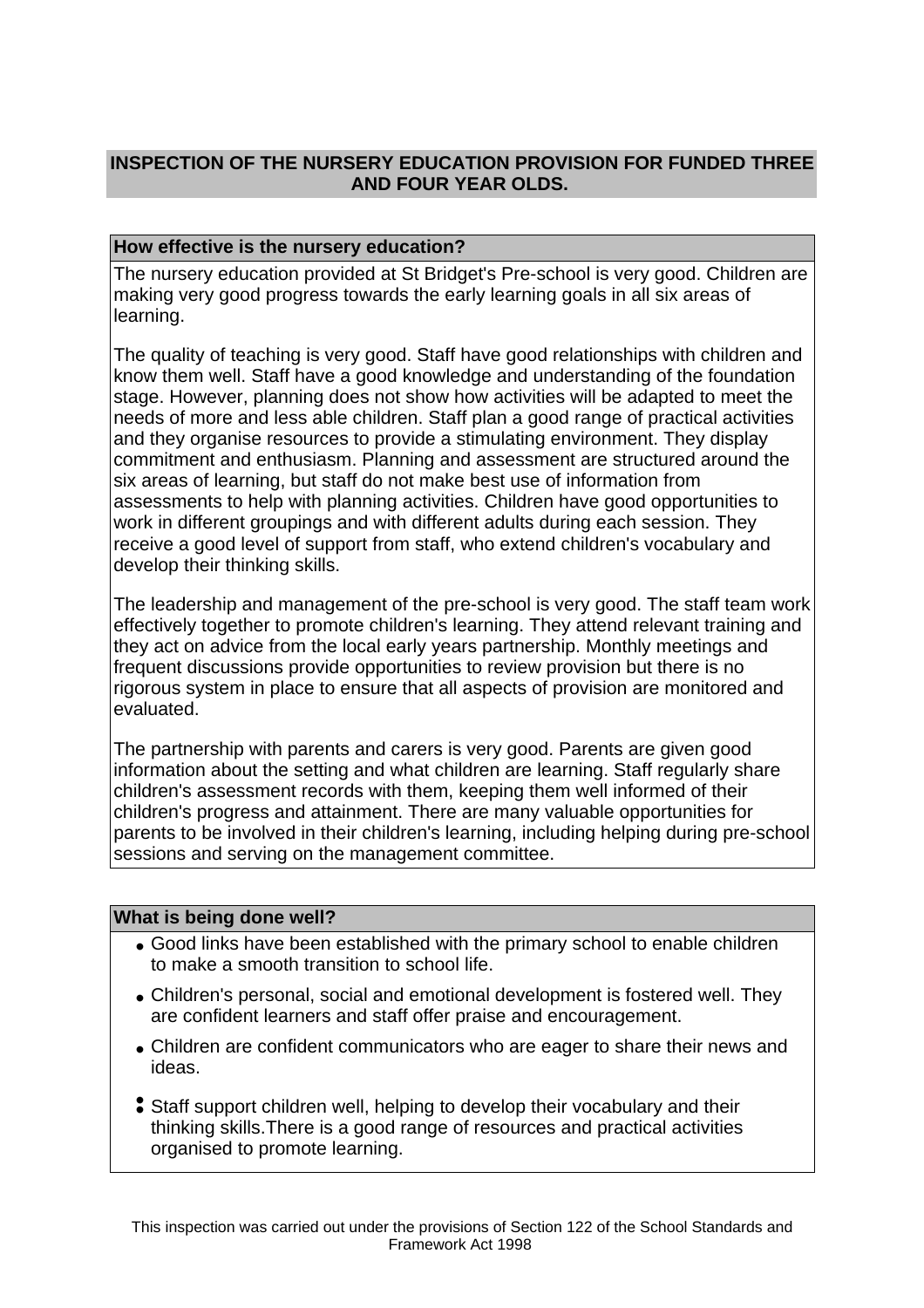## INSPECTION OF THE NURSERY EDUCATION PROVISION FOR FUNDED THREE AND FOUR YEAR OLDS.

### How effective is the nursery education?

The nursery education provided at St Bridget's Pre-school is very good. Children are making very good progress towards the early learning goals in all six areas of learning.

The quality of teaching is very good. Staff have good relationships with children and know them well. Staff have a good knowledge and understanding of the foundation stage. However, planning does not show how activities will be adapted to meet the needs of more and less able children. Staff plan a good range of practical activities and they organise resources to provide a stimulating environment. They display commitment and enthusiasm. Planning and assessment are structured around the six areas of learning, but staff do not make best use of information from assessments to help with planning activities. Children have good opportunities to work in different groupings and with different adults during each session. They receive a good level of support from staff, who extend children's vocabulary and develop their thinking skills.

The leadership and management of the pre-school is very good. The staff team work effectively together to promote children's learning. They attend relevant training and they act on advice from the local early years partnership. Monthly meetings and frequent discussions provide opportunities to review provision but there is no rigorous system in place to ensure that all aspects of provision are monitored and evaluated.

The partnership with parents and carers is very good. Parents are given good information about the setting and what children are learning. Staff regularly share children's assessment records with them, keeping them well informed of their children's progress and attainment. There are many valuable opportunities for parents to be involved in their children's learning, including helping during pre-school sessions and serving on the management committee.

### What is being done well?

- Good links have been established with the primary school to enable children to make a smooth transition to school life.
- Children's personal, social and emotional development is fostered well. They are confident learners and staff offer praise and encouragement.
- Children are confident communicators who are eager to share their news and ideas.
- Staff support children well, helping to develop their vocabulary and their thinking skills.
- There is a good range of resources and practical activities organised to promote learning.

This inspection was carried out under the provisions of Section 122 of the School Standards and Framework Act 1998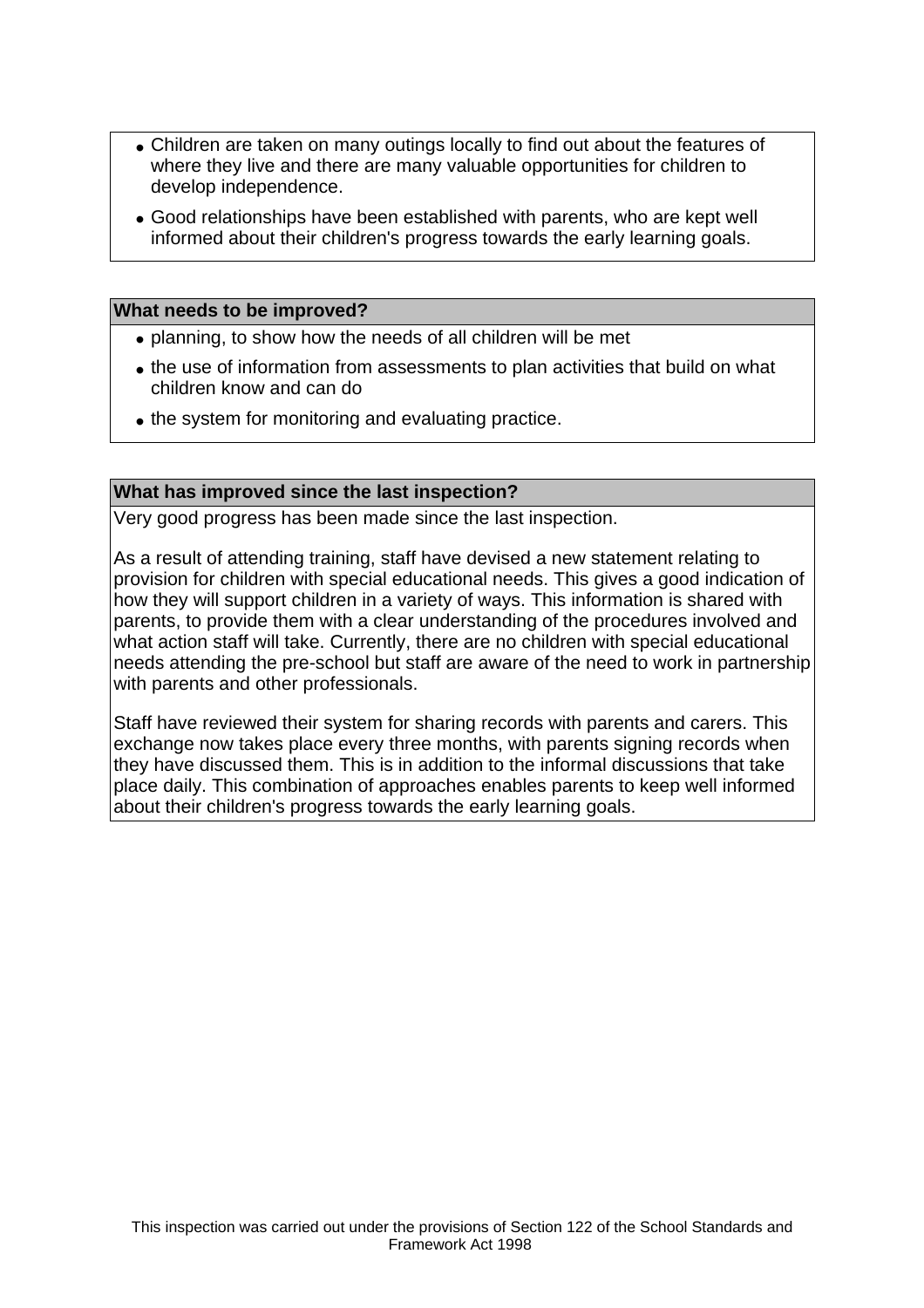- Children are taken on many outings locally to find out about the features of where they live and there are many valuable opportunities for children to develop independence.
- Good relationships have been established with parents, who are kept well informed about their children's progress towards the early learning goals.

**What needs to be improved?**

- planning, to show how the needs of all children will be met
- the use of information from assessments to plan activities that build on what children know and can do
- the system for monitoring and evaluating practice.

**What has improved since the last inspection?**

Very good progress has been made since the last inspection.

As a result of attending training, staff have devised a new statement relating to provision for children with special educational needs. This gives a good indication of how they will support children in a variety of ways. This information is shared with parents, to provide them with a clear understanding of the procedures involved and what action staff will take. Currently, there are no children with special educational needs attending the pre-school but staff are aware of the need to work in partnership with parents and other professionals.

Staff have reviewed their system for sharing records with parents and carers. This exchange now takes place every three months, with parents signing records when they have discussed them. This is in addition to the informal discussions that take place daily. This combination of approaches enables parents to keep well informed about their children's progress towards the early learning goals.

This inspection was carried out under the provisions of Section 122 of the School Standards and Framework Act 1998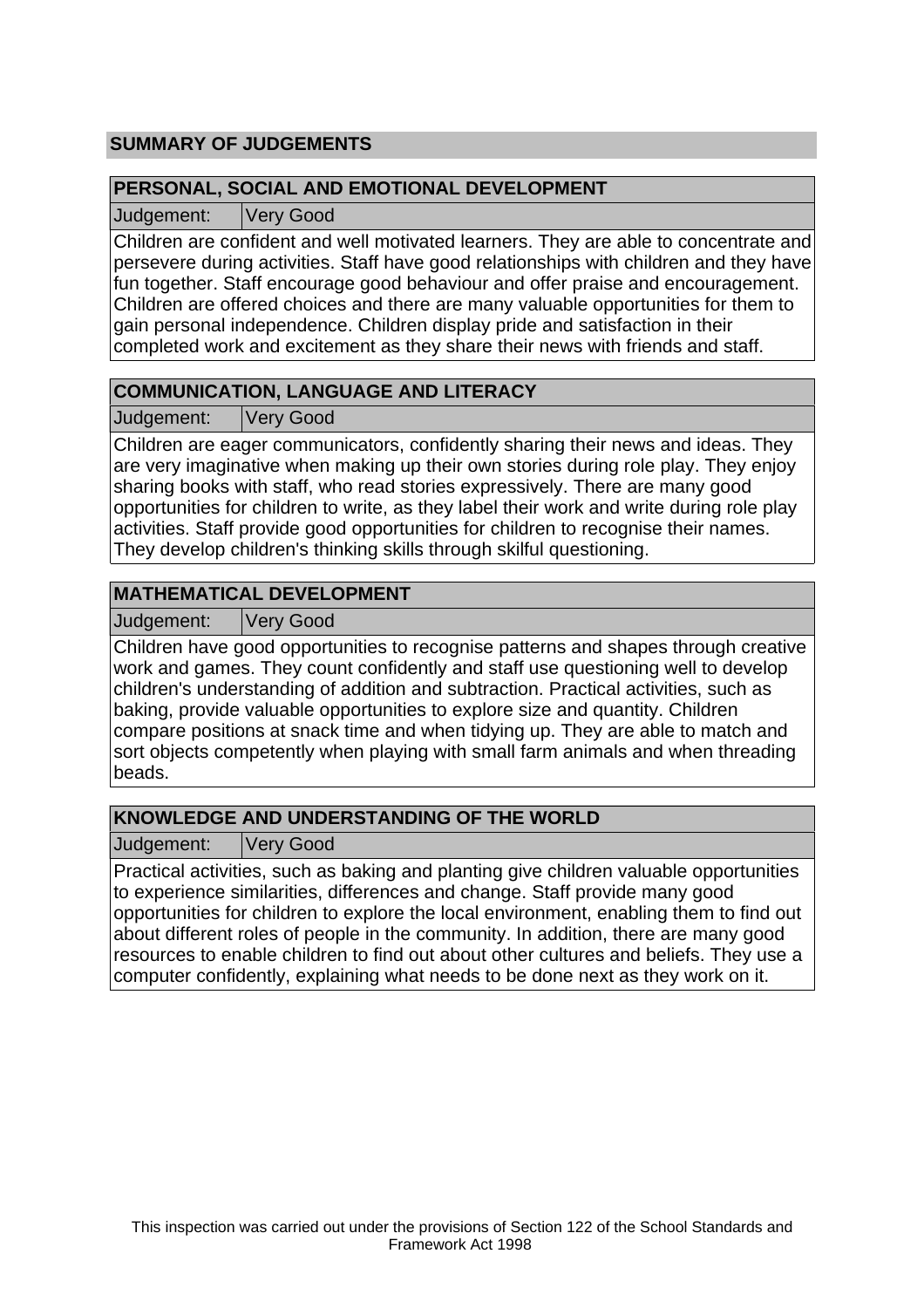## SUMMARY OF JUDGEMENTS

### PERSONAL, SOCIAL AND EMOTIONAL DEVELOPMENT

**Judgement:** Very Good

Children are confident and well motivated learners. They are able to concentrate and persevere during activities. Staff have good relationships with children and they have fun together. Staff encourage good behaviour and offer praise and encouragement. Children are offered choices and there are many valuable opportunities for them to gain personal independence. Children display pride and satisfaction in their completed work and excitement as they share their news with friends and staff.

### COMMUNICATION, LANGUAGE AND LITERACY

**Judgement:** Very Good

Children are eager communicators, confidently sharing their news and ideas. They are very imaginative when making up their own stories during role play. They enjoy sharing books with staff, who read stories expressively. There are many good opportunities for children to write, as they label their work and write during role play activities. Staff provide good opportunities for children to recognise their names. They develop children's thinking skills through skilful questioning.

### MATHEMATICAL DEVELOPMENT

**Judgement:** Very Good

Children have good opportunities to recognise patterns and shapes through creative work and games. They count confidently and staff use questioning well to develop children's understanding of addition and subtraction. Practical activities, such as baking, provide valuable opportunities to explore size and quantity. Children compare positions at snack time and when tidying up. They are able to match and sort objects competently when playing with small farm animals and when threading beads.

### KNOWLEDGE AND UNDERSTANDING OF THE WORLD

**Judgement:** Very Good

Practical activities, such as baking and planting give children valuable opportunities to experience similarities, differences and change. Staff provide many good opportunities for children to explore the local environment, enabling them to find out about different roles of people in the community. In addition, there are many good resources to enable children to find out about other cultures and beliefs. They use a computer confidently, explaining what needs to be done next as they work on it.

This inspection was carried out under the provisions of Section 122 of the School Standards and Framework Act 1998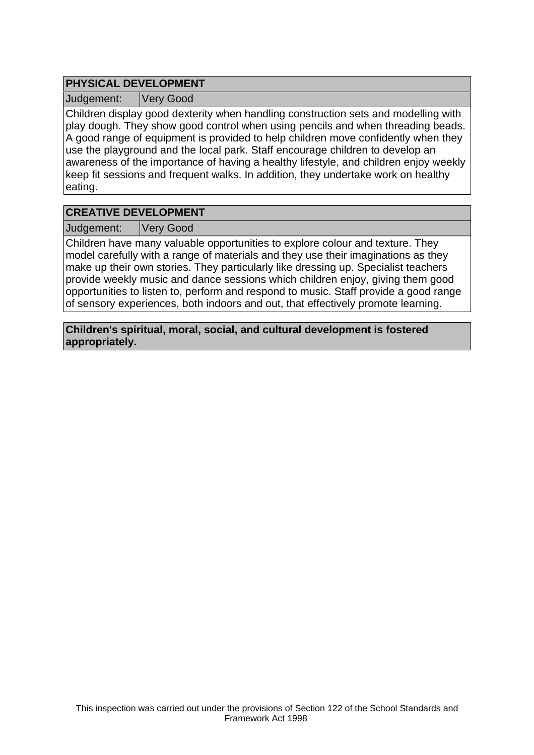## PHYSICAL DEVELOPMENT

| Judgement: | Very Good |
|---|---|

Children display good dexterity when handling construction sets and modelling with play dough. They show good control when using pencils and when threading beads. A good range of equipment is provided to help children move confidently when they use the playground and the local park. Staff encourage children to develop an awareness of the importance of having a healthy lifestyle, and children enjoy weekly keep fit sessions and frequent walks. In addition, they undertake work on healthy eating.

## CREATIVE DEVELOPMENT

| Judgement: | Very Good |
|---|---|

Children have many valuable opportunities to explore colour and texture. They model carefully with a range of materials and they use their imaginations as they make up their own stories. They particularly like dressing up. Specialist teachers provide weekly music and dance sessions which children enjoy, giving them good opportunities to listen to, perform and respond to music. Staff provide a good range of sensory experiences, both indoors and out, that effectively promote learning.

**Children's spiritual, moral, social, and cultural development is fostered appropriately.**

This inspection was carried out under the provisions of Section 122 of the School Standards and Framework Act 1998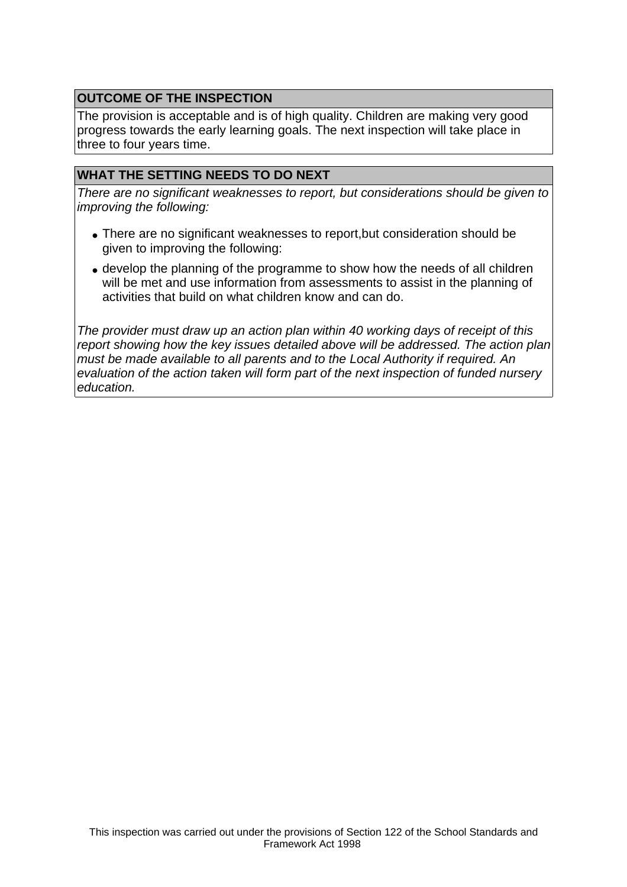## OUTCOME OF THE INSPECTION

The provision is acceptable and is of high quality. Children are making very good progress towards the early learning goals. The next inspection will take place in three to four years time.

## WHAT THE SETTING NEEDS TO DO NEXT

*There are no significant weaknesses to report, but considerations should be given to improving the following:*

- There are no significant weaknesses to report,but consideration should be given to improving the following:
- develop the planning of the programme to show how the needs of all children will be met and use information from assessments to assist in the planning of activities that build on what children know and can do.

*The provider must draw up an action plan within 40 working days of receipt of this report showing how the key issues detailed above will be addressed. The action plan must be made available to all parents and to the Local Authority if required. An evaluation of the action taken will form part of the next inspection of funded nursery education.*

This inspection was carried out under the provisions of Section 122 of the School Standards and Framework Act 1998